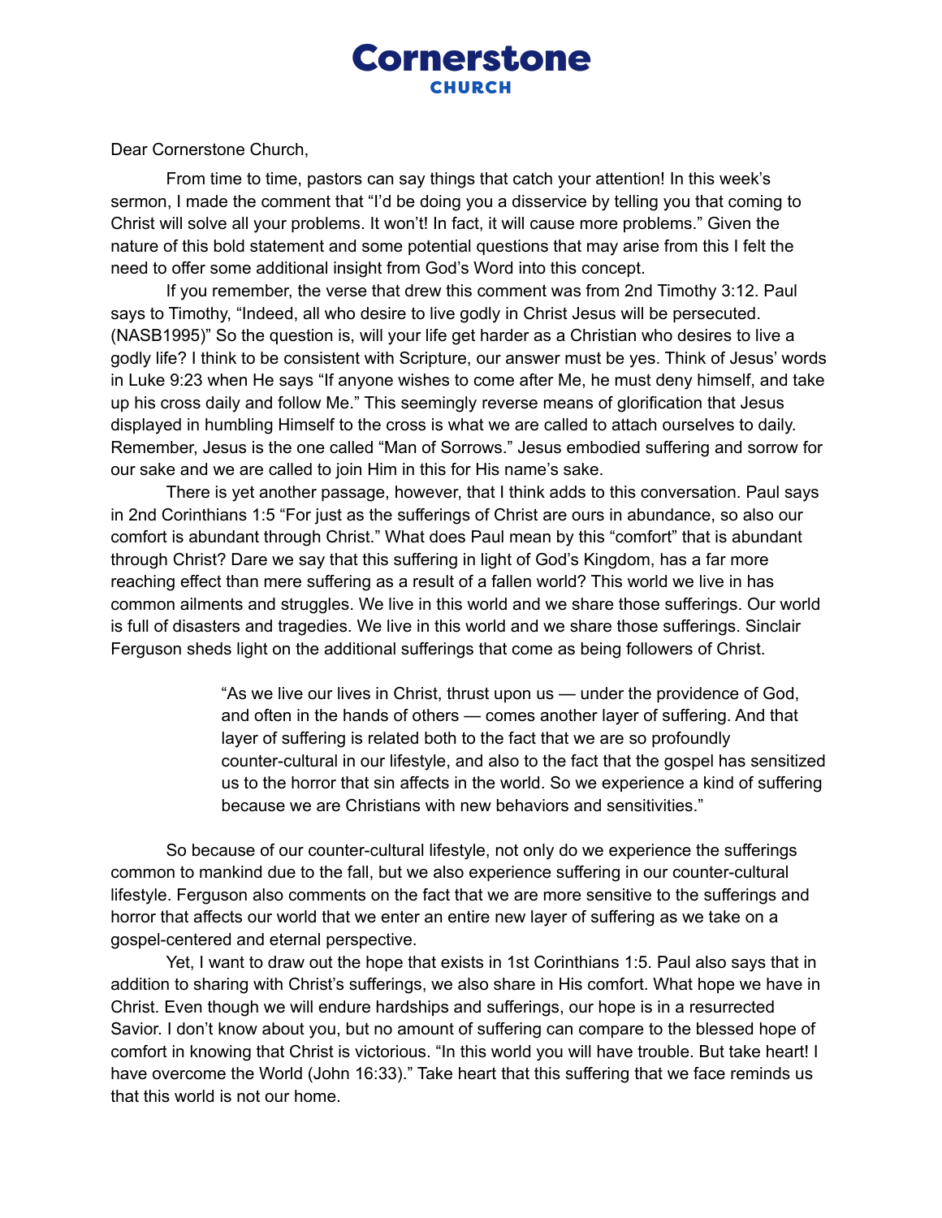# Cornerstone
## CHURCH

Dear Cornerstone Church,

From time to time, pastors can say things that catch your attention! In this week's sermon, I made the comment that "I'd be doing you a disservice by telling you that coming to Christ will solve all your problems. It won't! In fact, it will cause more problems." Given the nature of this bold statement and some potential questions that may arise from this I felt the need to offer some additional insight from God's Word into this concept.

If you remember, the verse that drew this comment was from 2nd Timothy 3:12. Paul says to Timothy, "Indeed, all who desire to live godly in Christ Jesus will be persecuted. (NASB1995)" So the question is, will your life get harder as a Christian who desires to live a godly life? I think to be consistent with Scripture, our answer must be yes. Think of Jesus' words in Luke 9:23 when He says "If anyone wishes to come after Me, he must deny himself, and take up his cross daily and follow Me." This seemingly reverse means of glorification that Jesus displayed in humbling Himself to the cross is what we are called to attach ourselves to daily. Remember, Jesus is the one called "Man of Sorrows." Jesus embodied suffering and sorrow for our sake and we are called to join Him in this for His name's sake.

There is yet another passage, however, that I think adds to this conversation. Paul says in 2nd Corinthians 1:5 "For just as the sufferings of Christ are ours in abundance, so also our comfort is abundant through Christ." What does Paul mean by this "comfort" that is abundant through Christ? Dare we say that this suffering in light of God's Kingdom, has a far more reaching effect than mere suffering as a result of a fallen world? This world we live in has common ailments and struggles. We live in this world and we share those sufferings. Our world is full of disasters and tragedies. We live in this world and we share those sufferings. Sinclair Ferguson sheds light on the additional sufferings that come as being followers of Christ.

> "As we live our lives in Christ, thrust upon us — under the providence of God, and often in the hands of others — comes another layer of suffering. And that layer of suffering is related both to the fact that we are so profoundly counter-cultural in our lifestyle, and also to the fact that the gospel has sensitized us to the horror that sin affects in the world. So we experience a kind of suffering because we are Christians with new behaviors and sensitivities."

So because of our counter-cultural lifestyle, not only do we experience the sufferings common to mankind due to the fall, but we also experience suffering in our counter-cultural lifestyle. Ferguson also comments on the fact that we are more sensitive to the sufferings and horror that affects our world that we enter an entire new layer of suffering as we take on a gospel-centered and eternal perspective.

Yet, I want to draw out the hope that exists in 1st Corinthians 1:5. Paul also says that in addition to sharing with Christ's sufferings, we also share in His comfort. What hope we have in Christ. Even though we will endure hardships and sufferings, our hope is in a resurrected Savior. I don't know about you, but no amount of suffering can compare to the blessed hope of comfort in knowing that Christ is victorious. "In this world you will have trouble. But take heart! I have overcome the World (John 16:33)." Take heart that this suffering that we face reminds us that this world is not our home.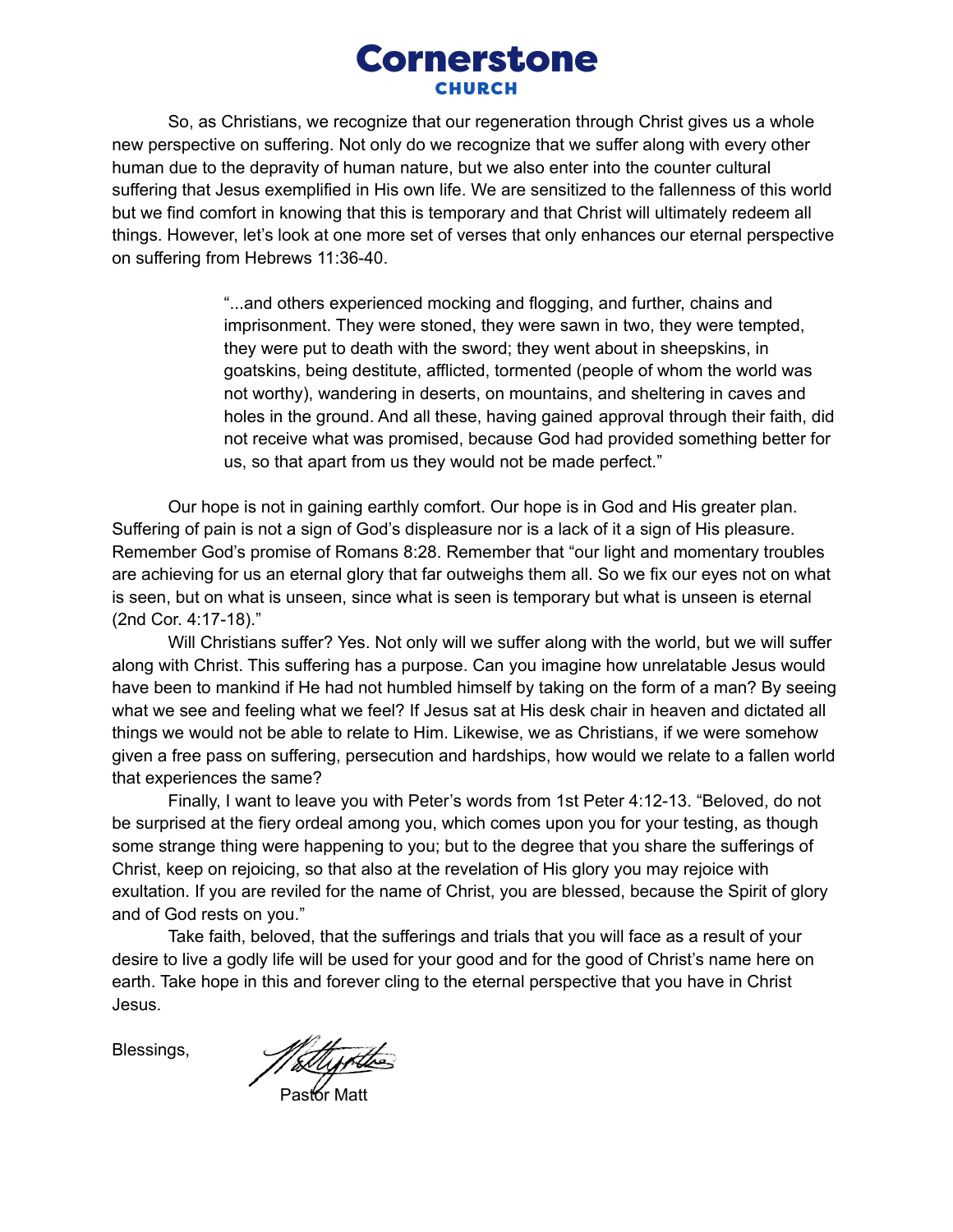# Cornerstone
## CHURCH

So, as Christians, we recognize that our regeneration through Christ gives us a whole new perspective on suffering. Not only do we recognize that we suffer along with every other human due to the depravity of human nature, but we also enter into the counter cultural suffering that Jesus exemplified in His own life. We are sensitized to the fallenness of this world but we find comfort in knowing that this is temporary and that Christ will ultimately redeem all things. However, let's look at one more set of verses that only enhances our eternal perspective on suffering from Hebrews 11:36-40.

> "...and others experienced mocking and flogging, and further, chains and imprisonment. They were stoned, they were sawn in two, they were tempted, they were put to death with the sword; they went about in sheepskins, in goatskins, being destitute, afflicted, tormented (people of whom the world was not worthy), wandering in deserts, on mountains, and sheltering in caves and holes in the ground. And all these, having gained approval through their faith, did not receive what was promised, because God had provided something better for us, so that apart from us they would not be made perfect."

Our hope is not in gaining earthly comfort. Our hope is in God and His greater plan. Suffering of pain is not a sign of God's displeasure nor is a lack of it a sign of His pleasure. Remember God's promise of Romans 8:28. Remember that "our light and momentary troubles are achieving for us an eternal glory that far outweighs them all. So we fix our eyes not on what is seen, but on what is unseen, since what is seen is temporary but what is unseen is eternal (2nd Cor. 4:17-18)."

Will Christians suffer? Yes. Not only will we suffer along with the world, but we will suffer along with Christ. This suffering has a purpose. Can you imagine how unrelatable Jesus would have been to mankind if He had not humbled himself by taking on the form of a man? By seeing what we see and feeling what we feel? If Jesus sat at His desk chair in heaven and dictated all things we would not be able to relate to Him. Likewise, we as Christians, if we were somehow given a free pass on suffering, persecution and hardships, how would we relate to a fallen world that experiences the same?

Finally, I want to leave you with Peter's words from 1st Peter 4:12-13. "Beloved, do not be surprised at the fiery ordeal among you, which comes upon you for your testing, as though some strange thing were happening to you; but to the degree that you share the sufferings of Christ, keep on rejoicing, so that also at the revelation of His glory you may rejoice with exultation. If you are reviled for the name of Christ, you are blessed, because the Spirit of glory and of God rests on you."

Take faith, beloved, that the sufferings and trials that you will face as a result of your desire to live a godly life will be used for your good and for the good of Christ's name here on earth. Take hope in this and forever cling to the eternal perspective that you have in Christ Jesus.

Blessings,

Pastor Matt